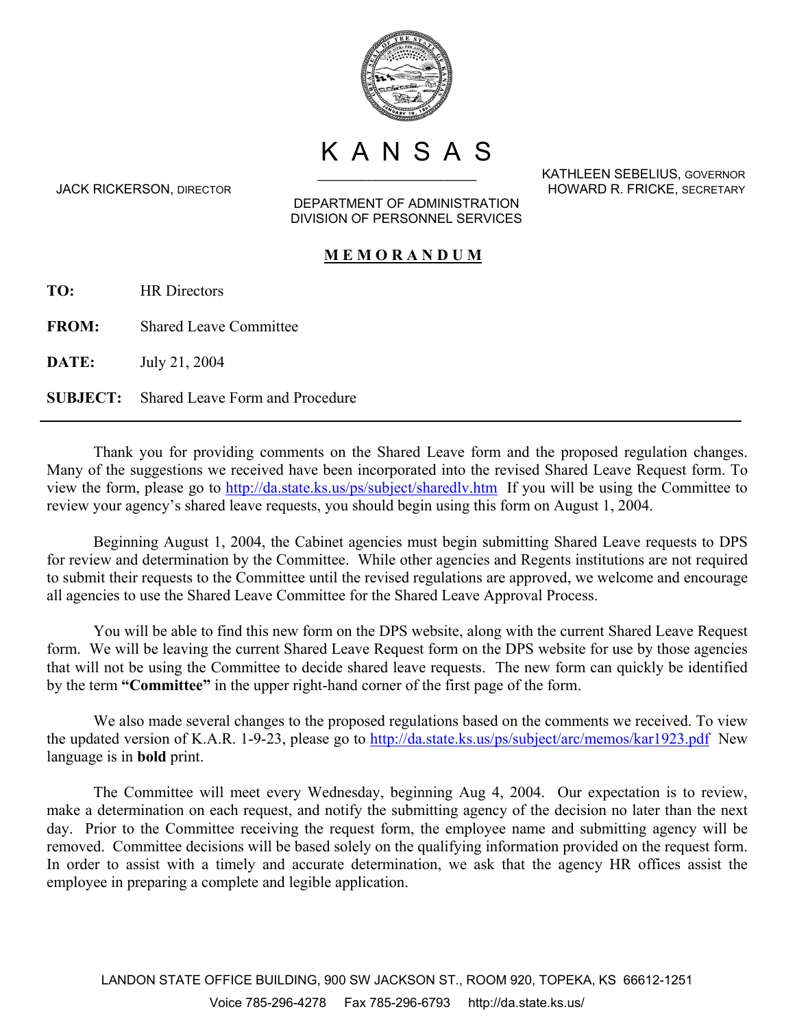KANSAS

JACK RICKERSON, DIRECTOR

KATHLEEN SEBELIUS, GOVERNOR
HOWARD R. FRICKE, SECRETARY

DEPARTMENT OF ADMINISTRATION
DIVISION OF PERSONNEL SERVICES

# MEMORANDUM

**TO:** HR Directors

**FROM:** Shared Leave Committee

**DATE:** July 21, 2004

**SUBJECT:** Shared Leave Form and Procedure

---

Thank you for providing comments on the Shared Leave form and the proposed regulation changes. Many of the suggestions we received have been incorporated into the revised Shared Leave Request form. To view the form, please go to http://da.state.ks.us/ps/subject/sharedlv.htm If you will be using the Committee to review your agency's shared leave requests, you should begin using this form on August 1, 2004.

Beginning August 1, 2004, the Cabinet agencies must begin submitting Shared Leave requests to DPS for review and determination by the Committee. While other agencies and Regents institutions are not required to submit their requests to the Committee until the revised regulations are approved, we welcome and encourage all agencies to use the Shared Leave Committee for the Shared Leave Approval Process.

You will be able to find this new form on the DPS website, along with the current Shared Leave Request form. We will be leaving the current Shared Leave Request form on the DPS website for use by those agencies that will not be using the Committee to decide shared leave requests. The new form can quickly be identified by the term **"Committee"** in the upper right-hand corner of the first page of the form.

We also made several changes to the proposed regulations based on the comments we received. To view the updated version of K.A.R. 1-9-23, please go to http://da.state.ks.us/ps/subject/arc/memos/kar1923.pdf New language is in **bold** print.

The Committee will meet every Wednesday, beginning Aug 4, 2004. Our expectation is to review, make a determination on each request, and notify the submitting agency of the decision no later than the next day. Prior to the Committee receiving the request form, the employee name and submitting agency will be removed. Committee decisions will be based solely on the qualifying information provided on the request form. In order to assist with a timely and accurate determination, we ask that the agency HR offices assist the employee in preparing a complete and legible application.

LANDON STATE OFFICE BUILDING, 900 SW JACKSON ST., ROOM 920, TOPEKA, KS 66612-1251
Voice 785-296-4278 Fax 785-296-6793 http://da.state.ks.us/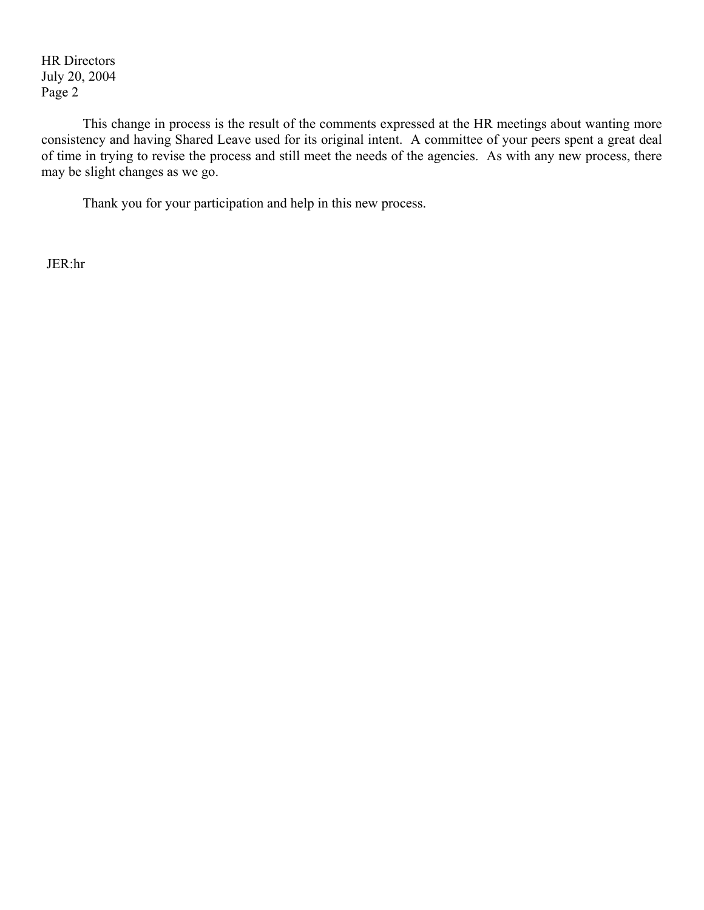This change in process is the result of the comments expressed at the HR meetings about wanting more consistency and having Shared Leave used for its original intent. A committee of your peers spent a great deal of time in trying to revise the process and still meet the needs of the agencies. As with any new process, there may be slight changes as we go.

Thank you for your participation and help in this new process.

JER:hr